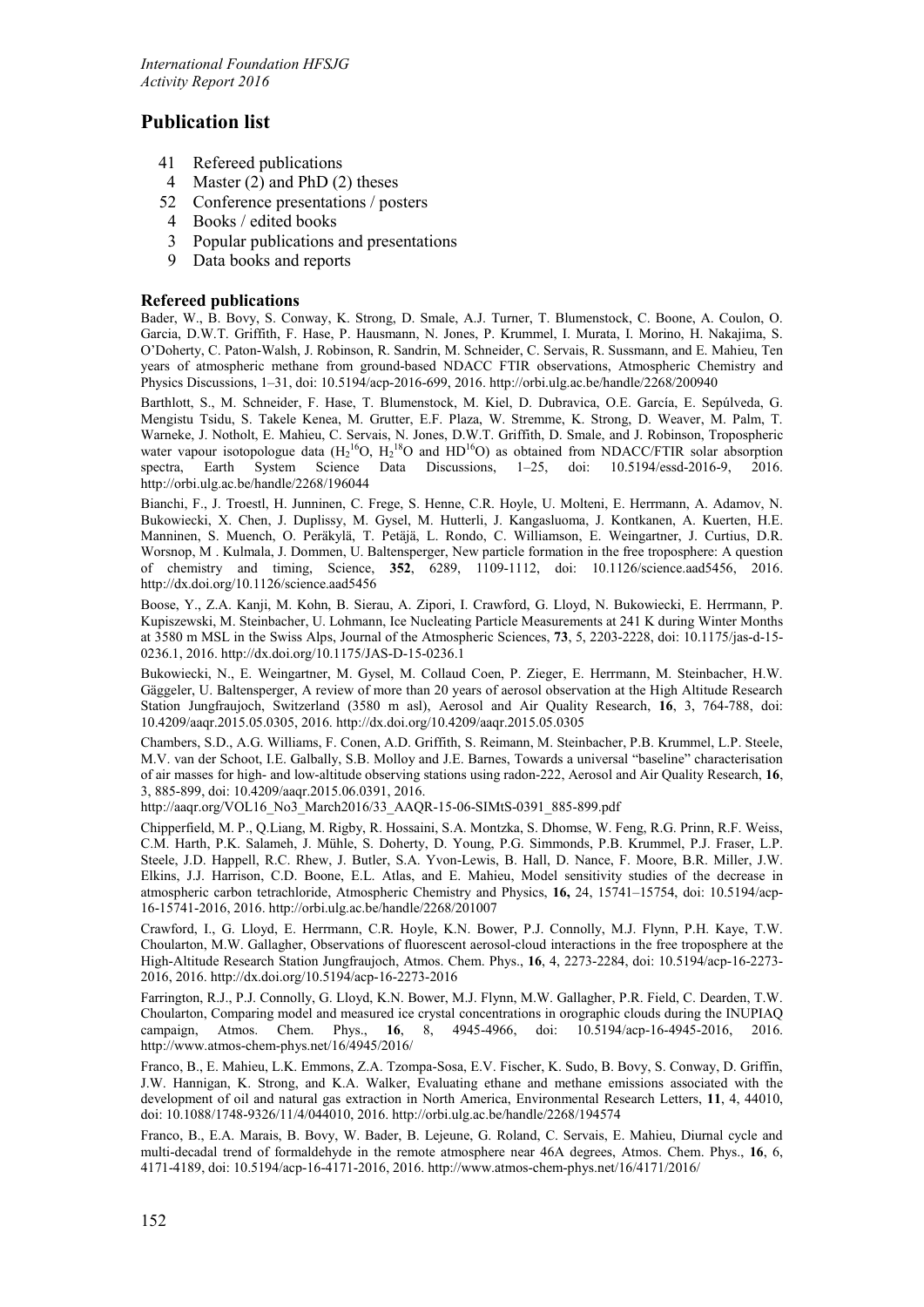# Publication list

- 41 Refereed publications
- 4 Master (2) and PhD (2) theses
- 52 Conference presentations / posters
- 4 Books / edited books
- 3 Popular publications and presentations
- 9 Data books and reports

### Refereed publications

Bader, W., B. Bovy, S. Conway, K. Strong, D. Smale, A.J. Turner, T. Blumenstock, C. Boone, A. Coulon, O. Garcia, D.W.T. Griffith, F. Hase, P. Hausmann, N. Jones, P. Krummel, I. Murata, I. Morino, H. Nakajima, S. O'Doherty, C. Paton-Walsh, J. Robinson, R. Sandrin, M. Schneider, C. Servais, R. Sussmann, and E. Mahieu, Ten years of atmospheric methane from ground-based NDACC FTIR observations, Atmospheric Chemistry and Physics Discussions, 1–31, doi: 10.5194/acp-2016-699, 2016. http://orbi.ulg.ac.be/handle/2268/200940

Barthlott, S., M. Schneider, F. Hase, T. Blumenstock, M. Kiel, D. Dubravica, O.E. García, E. Sepúlveda, G. Mengistu Tsidu, S. Takele Kenea, M. Grutter, E.F. Plaza, W. Stremme, K. Strong, D. Weaver, M. Palm, T. Warneke, J. Notholt, E. Mahieu, C. Servais, N. Jones, D.W.T. Griffith, D. Smale, and J. Robinson, Tropospheric water vapour isotopologue data ($H_2{}^{16}O$, $H_2{}^{18}O$ and $HD^{16}O$) as obtained from NDACC/FTIR solar absorption spectra, Earth System Science Data Discussions, 1–25, doi: 10.5194/essd-2016-9, 2016. http://orbi.ulg.ac.be/handle/2268/196044

Bianchi, F., J. Troestl, H. Junninen, C. Frege, S. Henne, C.R. Hoyle, U. Molteni, E. Herrmann, A. Adamov, N. Bukowiecki, X. Chen, J. Duplissy, M. Gysel, M. Hutterli, J. Kangasluoma, J. Kontkanen, A. Kuerten, H.E. Manninen, S. Muench, O. Peräkylä, T. Petäjä, L. Rondo, C. Williamson, E. Weingartner, J. Curtius, D.R. Worsnop, M . Kulmala, J. Dommen, U. Baltensperger, New particle formation in the free troposphere: A question of chemistry and timing, Science, **352**, 6289, 1109-1112, doi: 10.1126/science.aad5456, 2016. http://dx.doi.org/10.1126/science.aad5456

Boose, Y., Z.A. Kanji, M. Kohn, B. Sierau, A. Zipori, I. Crawford, G. Lloyd, N. Bukowiecki, E. Herrmann, P. Kupiszewski, M. Steinbacher, U. Lohmann, Ice Nucleating Particle Measurements at 241 K during Winter Months at 3580 m MSL in the Swiss Alps, Journal of the Atmospheric Sciences, **73**, 5, 2203-2228, doi: 10.1175/jas-d-15-0236.1, 2016. http://dx.doi.org/10.1175/JAS-D-15-0236.1

Bukowiecki, N., E. Weingartner, M. Gysel, M. Collaud Coen, P. Zieger, E. Herrmann, M. Steinbacher, H.W. Gäggeler, U. Baltensperger, A review of more than 20 years of aerosol observation at the High Altitude Research Station Jungfraujoch, Switzerland (3580 m asl), Aerosol and Air Quality Research, **16**, 3, 764-788, doi: 10.4209/aaqr.2015.05.0305, 2016. http://dx.doi.org/10.4209/aaqr.2015.05.0305

Chambers, S.D., A.G. Williams, F. Conen, A.D. Griffith, S. Reimann, M. Steinbacher, P.B. Krummel, L.P. Steele, M.V. van der Schoot, I.E. Galbally, S.B. Molloy and J.E. Barnes, Towards a universal "baseline" characterisation of air masses for high- and low-altitude observing stations using radon-222, Aerosol and Air Quality Research, **16**, 3, 885-899, doi: 10.4209/aaqr.2015.06.0391, 2016. http://aaqr.org/VOL16_No3_March2016/33_AAQR-15-06-SIMtS-0391_885-899.pdf

Chipperfield, M. P., Q.Liang, M. Rigby, R. Hossaini, S.A. Montzka, S. Dhomse, W. Feng, R.G. Prinn, R.F. Weiss, C.M. Harth, P.K. Salameh, J. Mühle, S. Doherty, D. Young, P.G. Simmonds, P.B. Krummel, P.J. Fraser, L.P. Steele, J.D. Happell, R.C. Rhew, J. Butler, S.A. Yvon-Lewis, B. Hall, D. Nance, F. Moore, B.R. Miller, J.W. Elkins, J.J. Harrison, C.D. Boone, E.L. Atlas, and E. Mahieu, Model sensitivity studies of the decrease in atmospheric carbon tetrachloride, Atmospheric Chemistry and Physics, **16,** 24, 15741–15754, doi: 10.5194/acp-16-15741-2016, 2016. http://orbi.ulg.ac.be/handle/2268/201007

Crawford, I., G. Lloyd, E. Herrmann, C.R. Hoyle, K.N. Bower, P.J. Connolly, M.J. Flynn, P.H. Kaye, T.W. Choularton, M.W. Gallagher, Observations of fluorescent aerosol-cloud interactions in the free troposphere at the High-Altitude Research Station Jungfraujoch, Atmos. Chem. Phys., **16**, 4, 2273-2284, doi: 10.5194/acp-16-2273-2016, 2016. http://dx.doi.org/10.5194/acp-16-2273-2016

Farrington, R.J., P.J. Connolly, G. Lloyd, K.N. Bower, M.J. Flynn, M.W. Gallagher, P.R. Field, C. Dearden, T.W. Choularton, Comparing model and measured ice crystal concentrations in orographic clouds during the INUPIAQ campaign, Atmos. Chem. Phys., **16**, 8, 4945-4966, doi: 10.5194/acp-16-4945-2016, 2016. http://www.atmos-chem-phys.net/16/4945/2016/

Franco, B., E. Mahieu, L.K. Emmons, Z.A. Tzompa-Sosa, E.V. Fischer, K. Sudo, B. Bovy, S. Conway, D. Griffin, J.W. Hannigan, K. Strong, and K.A. Walker, Evaluating ethane and methane emissions associated with the development of oil and natural gas extraction in North America, Environmental Research Letters, **11**, 4, 44010, doi: 10.1088/1748-9326/11/4/044010, 2016. http://orbi.ulg.ac.be/handle/2268/194574

Franco, B., E.A. Marais, B. Bovy, W. Bader, B. Lejeune, G. Roland, C. Servais, E. Mahieu, Diurnal cycle and multi-decadal trend of formaldehyde in the remote atmosphere near 46A degrees, Atmos. Chem. Phys., **16**, 6, 4171-4189, doi: 10.5194/acp-16-4171-2016, 2016. http://www.atmos-chem-phys.net/16/4171/2016/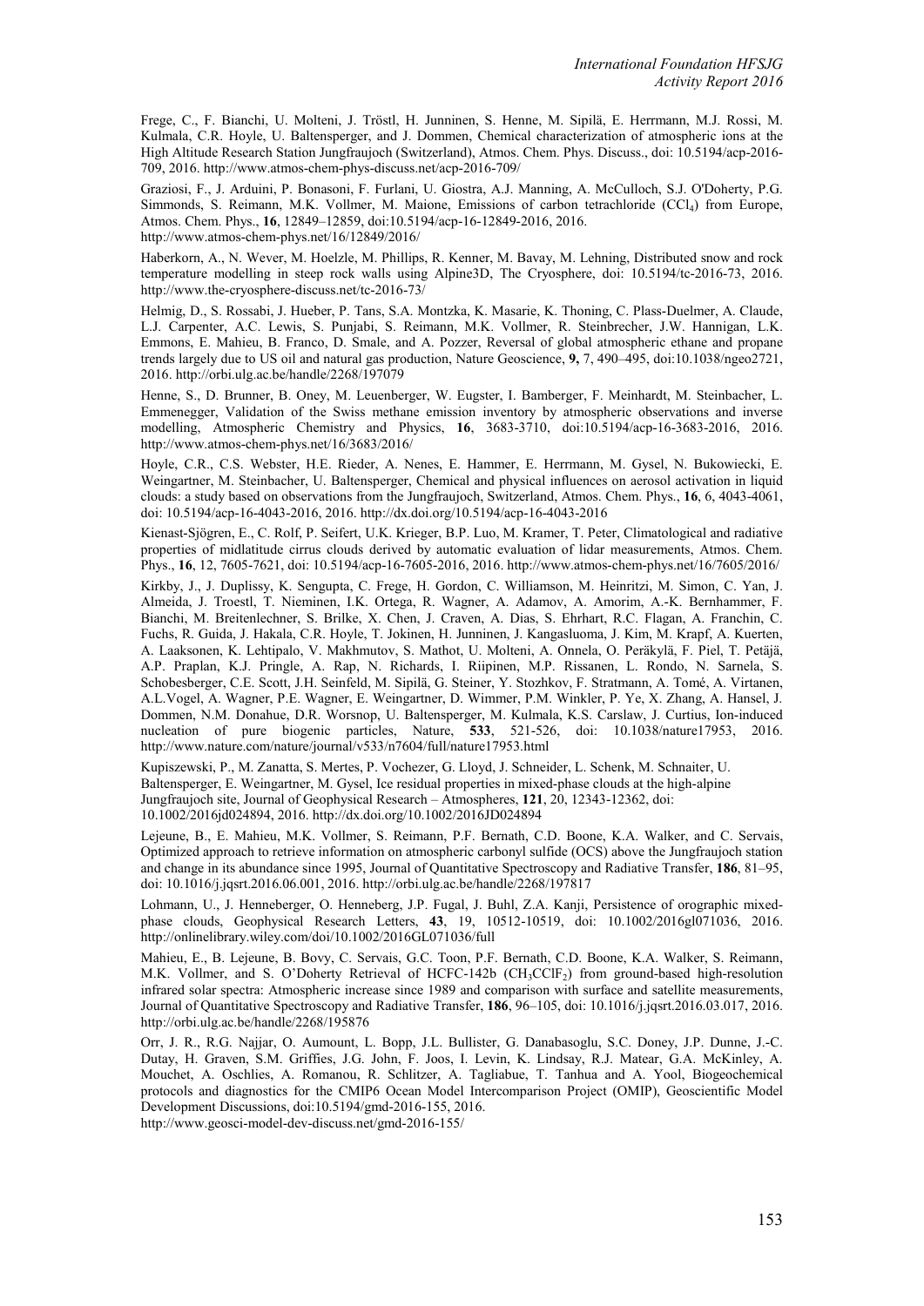Frege, C., F. Bianchi, U. Molteni, J. Tröstl, H. Junninen, S. Henne, M. Sipilä, E. Herrmann, M.J. Rossi, M. Kulmala, C.R. Hoyle, U. Baltensperger, and J. Dommen, Chemical characterization of atmospheric ions at the High Altitude Research Station Jungfraujoch (Switzerland), Atmos. Chem. Phys. Discuss., doi: 10.5194/acp-2016-709, 2016. http://www.atmos-chem-phys-discuss.net/acp-2016-709/

Graziosi, F., J. Arduini, P. Bonasoni, F. Furlani, U. Giostra, A.J. Manning, A. McCulloch, S.J. O'Doherty, P.G. Simmonds, S. Reimann, M.K. Vollmer, M. Maione, Emissions of carbon tetrachloride ($CCl_4$) from Europe, Atmos. Chem. Phys., **16**, 12849–12859, doi:10.5194/acp-16-12849-2016, 2016. http://www.atmos-chem-phys.net/16/12849/2016/

Haberkorn, A., N. Wever, M. Hoelzle, M. Phillips, R. Kenner, M. Bavay, M. Lehning, Distributed snow and rock temperature modelling in steep rock walls using Alpine3D, The Cryosphere, doi: 10.5194/tc-2016-73, 2016. http://www.the-cryosphere-discuss.net/tc-2016-73/

Helmig, D., S. Rossabi, J. Hueber, P. Tans, S.A. Montzka, K. Masarie, K. Thoning, C. Plass-Duelmer, A. Claude, L.J. Carpenter, A.C. Lewis, S. Punjabi, S. Reimann, M.K. Vollmer, R. Steinbrecher, J.W. Hannigan, L.K. Emmons, E. Mahieu, B. Franco, D. Smale, and A. Pozzer, Reversal of global atmospheric ethane and propane trends largely due to US oil and natural gas production, Nature Geoscience, **9,** 7, 490–495, doi:10.1038/ngeo2721, 2016. http://orbi.ulg.ac.be/handle/2268/197079

Henne, S., D. Brunner, B. Oney, M. Leuenberger, W. Eugster, I. Bamberger, F. Meinhardt, M. Steinbacher, L. Emmenegger, Validation of the Swiss methane emission inventory by atmospheric observations and inverse modelling, Atmospheric Chemistry and Physics, **16**, 3683-3710, doi:10.5194/acp-16-3683-2016, 2016. http://www.atmos-chem-phys.net/16/3683/2016/

Hoyle, C.R., C.S. Webster, H.E. Rieder, A. Nenes, E. Hammer, E. Herrmann, M. Gysel, N. Bukowiecki, E. Weingartner, M. Steinbacher, U. Baltensperger, Chemical and physical influences on aerosol activation in liquid clouds: a study based on observations from the Jungfraujoch, Switzerland, Atmos. Chem. Phys., **16**, 6, 4043-4061, doi: 10.5194/acp-16-4043-2016, 2016. http://dx.doi.org/10.5194/acp-16-4043-2016

Kienast-Sjögren, E., C. Rolf, P. Seifert, U.K. Krieger, B.P. Luo, M. Kramer, T. Peter, Climatological and radiative properties of midlatitude cirrus clouds derived by automatic evaluation of lidar measurements, Atmos. Chem. Phys., **16**, 12, 7605-7621, doi: 10.5194/acp-16-7605-2016, 2016. http://www.atmos-chem-phys.net/16/7605/2016/

Kirkby, J., J. Duplissy, K. Sengupta, C. Frege, H. Gordon, C. Williamson, M. Heinritzi, M. Simon, C. Yan, J. Almeida, J. Troestl, T. Nieminen, I.K. Ortega, R. Wagner, A. Adamov, A. Amorim, A.-K. Bernhammer, F. Bianchi, M. Breitenlechner, S. Brilke, X. Chen, J. Craven, A. Dias, S. Ehrhart, R.C. Flagan, A. Franchin, C. Fuchs, R. Guida, J. Hakala, C.R. Hoyle, T. Jokinen, H. Junninen, J. Kangasluoma, J. Kim, M. Krapf, A. Kuerten, A. Laaksonen, K. Lehtipalo, V. Makhmutov, S. Mathot, U. Molteni, A. Onnela, O. Peräkylä, F. Piel, T. Petäjä, A.P. Praplan, K.J. Pringle, A. Rap, N. Richards, I. Riipinen, M.P. Rissanen, L. Rondo, N. Sarnela, S. Schobesberger, C.E. Scott, J.H. Seinfeld, M. Sipilä, G. Steiner, Y. Stozhkov, F. Stratmann, A. Tomé, A. Virtanen, A.L.Vogel, A. Wagner, P.E. Wagner, E. Weingartner, D. Wimmer, P.M. Winkler, P. Ye, X. Zhang, A. Hansel, J. Dommen, N.M. Donahue, D.R. Worsnop, U. Baltensperger, M. Kulmala, K.S. Carslaw, J. Curtius, Ion-induced nucleation of pure biogenic particles, Nature, **533**, 521-526, doi: 10.1038/nature17953, 2016. http://www.nature.com/nature/journal/v533/n7604/full/nature17953.html

Kupiszewski, P., M. Zanatta, S. Mertes, P. Vochezer, G. Lloyd, J. Schneider, L. Schenk, M. Schnaiter, U. Baltensperger, E. Weingartner, M. Gysel, Ice residual properties in mixed-phase clouds at the high-alpine Jungfraujoch site, Journal of Geophysical Research – Atmospheres, **121**, 20, 12343-12362, doi: 10.1002/2016jd024894, 2016. http://dx.doi.org/10.1002/2016JD024894

Lejeune, B., E. Mahieu, M.K. Vollmer, S. Reimann, P.F. Bernath, C.D. Boone, K.A. Walker, and C. Servais, Optimized approach to retrieve information on atmospheric carbonyl sulfide (OCS) above the Jungfraujoch station and change in its abundance since 1995, Journal of Quantitative Spectroscopy and Radiative Transfer, **186**, 81–95, doi: 10.1016/j.jqsrt.2016.06.001, 2016. http://orbi.ulg.ac.be/handle/2268/197817

Lohmann, U., J. Henneberger, O. Henneberg, J.P. Fugal, J. Buhl, Z.A. Kanji, Persistence of orographic mixed-phase clouds, Geophysical Research Letters, **43**, 19, 10512-10519, doi: 10.1002/2016gl071036, 2016. http://onlinelibrary.wiley.com/doi/10.1002/2016GL071036/full

Mahieu, E., B. Lejeune, B. Bovy, C. Servais, G.C. Toon, P.F. Bernath, C.D. Boone, K.A. Walker, S. Reimann, M.K. Vollmer, and S. O'Doherty Retrieval of HCFC-142b ($CH_3CClF_2$) from ground-based high-resolution infrared solar spectra: Atmospheric increase since 1989 and comparison with surface and satellite measurements, Journal of Quantitative Spectroscopy and Radiative Transfer, **186**, 96–105, doi: 10.1016/j.jqsrt.2016.03.017, 2016. http://orbi.ulg.ac.be/handle/2268/195876

Orr, J. R., R.G. Najjar, O. Aumount, L. Bopp, J.L. Bullister, G. Danabasoglu, S.C. Doney, J.P. Dunne, J.-C. Dutay, H. Graven, S.M. Griffies, J.G. John, F. Joos, I. Levin, K. Lindsay, R.J. Matear, G.A. McKinley, A. Mouchet, A. Oschlies, A. Romanou, R. Schlitzer, A. Tagliabue, T. Tanhua and A. Yool, Biogeochemical protocols and diagnostics for the CMIP6 Ocean Model Intercomparison Project (OMIP), Geoscientific Model Development Discussions, doi:10.5194/gmd-2016-155, 2016. http://www.geosci-model-dev-discuss.net/gmd-2016-155/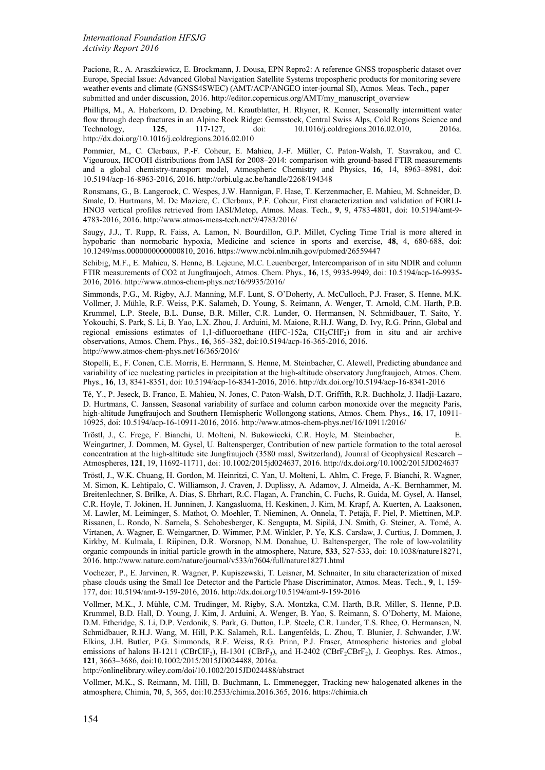Pacione, R., A. Araszkiewicz, E. Brockmann, J. Dousa, EPN Repro2: A reference GNSS tropospheric dataset over Europe, Special Issue: Advanced Global Navigation Satellite Systems tropospheric products for monitoring severe weather events and climate (GNSS4SWEC) (AMT/ACP/ANGEO inter-journal SI), Atmos. Meas. Tech., paper submitted and under discussion, 2016. http://editor.copernicus.org/AMT/my_manuscript_overview

Phillips, M., A. Haberkorn, D. Draebing, M. Krautblatter, H. Rhyner, R. Kenner, Seasonally intermittent water flow through deep fractures in an Alpine Rock Ridge: Gemsstock, Central Swiss Alps, Cold Regions Science and Technology, **125**, 117-127, doi: 10.1016/j.coldregions.2016.02.010, 2016a. http://dx.doi.org/10.1016/j.coldregions.2016.02.010

Pommier, M., C. Clerbaux, P.-F. Coheur, E. Mahieu, J.-F. Müller, C. Paton-Walsh, T. Stavrakou, and C. Vigouroux, HCOOH distributions from IASI for 2008–2014: comparison with ground-based FTIR measurements and a global chemistry-transport model, Atmospheric Chemistry and Physics, **16**, 14, 8963–8981, doi: 10.5194/acp-16-8963-2016, 2016. http://orbi.ulg.ac.be/handle/2268/194348

Ronsmans, G., B. Langerock, C. Wespes, J.W. Hannigan, F. Hase, T. Kerzenmacher, E. Mahieu, M. Schneider, D. Smale, D. Hurtmans, M. De Maziere, C. Clerbaux, P.F. Coheur, First characterization and validation of FORLI-HNO3 vertical profiles retrieved from IASI/Metop, Atmos. Meas. Tech., **9**, 9, 4783-4801, doi: 10.5194/amt-9-4783-2016, 2016. http://www.atmos-meas-tech.net/9/4783/2016/

Saugy, J.J., T. Rupp, R. Faiss, A. Lamon, N. Bourdillon, G.P. Millet, Cycling Time Trial is more altered in hypobaric than normobaric hypoxia, Medicine and science in sports and exercise, **48**, 4, 680-688, doi: 10.1249/mss.0000000000000810, 2016. https://www.ncbi.nlm.nih.gov/pubmed/26559447

Schibig, M.F., E. Mahieu, S. Henne, B. Lejeune, M.C. Leuenberger, Intercomparison of in situ NDIR and column FTIR measurements of CO2 at Jungfraujoch, Atmos. Chem. Phys., **16**, 15, 9935-9949, doi: 10.5194/acp-16-9935-2016, 2016. http://www.atmos-chem-phys.net/16/9935/2016/

Simmonds, P.G., M. Rigby, A.J. Manning, M.F. Lunt, S. O'Doherty, A. McCulloch, P.J. Fraser, S. Henne, M.K. Vollmer, J. Mühle, R.F. Weiss, P.K. Salameh, D. Young, S. Reimann, A. Wenger, T. Arnold, C.M. Harth, P.B. Krummel, L.P. Steele, B.L. Dunse, B.R. Miller, C.R. Lunder, O. Hermansen, N. Schmidbauer, T. Saito, Y. Yokouchi, S. Park, S. Li, B. Yao, L.X. Zhou, J. Arduini, M. Maione, R.H.J. Wang, D. Ivy, R.G. Prinn, Global and regional emissions estimates of 1,1-difluoroethane (HFC-152a, $CH_3CHF_2$) from in situ and air archive observations, Atmos. Chem. Phys., **16**, 365–382, doi:10.5194/acp-16-365-2016, 2016. http://www.atmos-chem-phys.net/16/365/2016/

Stopelli, E., F. Conen, C.E. Morris, E. Herrmann, S. Henne, M. Steinbacher, C. Alewell, Predicting abundance and variability of ice nucleating particles in precipitation at the high-altitude observatory Jungfraujoch, Atmos. Chem. Phys., **16**, 13, 8341-8351, doi: 10.5194/acp-16-8341-2016, 2016. http://dx.doi.org/10.5194/acp-16-8341-2016

Té, Y., P. Jeseck, B. Franco, E. Mahieu, N. Jones, C. Paton-Walsh, D.T. Griffith, R.R. Buchholz, J. Hadji-Lazaro, D. Hurtmans, C. Janssen, Seasonal variability of surface and column carbon monoxide over the megacity Paris, high-altitude Jungfraujoch and Southern Hemispheric Wollongong stations, Atmos. Chem. Phys., **16**, 17, 10911-10925, doi: 10.5194/acp-16-10911-2016, 2016. http://www.atmos-chem-phys.net/16/10911/2016/

Tröstl, J., C. Frege, F. Bianchi, U. Molteni, N. Bukowiecki, C.R. Hoyle, M. Steinbacher, E. Weingartner, J. Dommen, M. Gysel, U. Baltensperger, Contribution of new particle formation to the total aerosol concentration at the high-altitude site Jungfraujoch (3580 masl, Switzerland), Jounral of Geophysical Research – Atmospheres, **121**, 19, 11692-11711, doi: 10.1002/2015jd024637, 2016. http://dx.doi.org/10.1002/2015JD024637

Tröstl, J., W.K. Chuang, H. Gordon, M. Heinritzi, C. Yan, U. Molteni, L. Ahlm, C. Frege, F. Bianchi, R. Wagner, M. Simon, K. Lehtipalo, C. Williamson, J. Craven, J. Duplissy, A. Adamov, J. Almeida, A.-K. Bernhammer, M. Breitenlechner, S. Brilke, A. Dias, S. Ehrhart, R.C. Flagan, A. Franchin, C. Fuchs, R. Guida, M. Gysel, A. Hansel, C.R. Hoyle, T. Jokinen, H. Junninen, J. Kangasluoma, H. Keskinen, J. Kim, M. Krapf, A. Kuerten, A. Laaksonen, M. Lawler, M. Leiminger, S. Mathot, O. Moehler, T. Nieminen, A. Onnela, T. Petäjä, F. Piel, P. Miettinen, M.P. Rissanen, L. Rondo, N. Sarnela, S. Schobesberger, K. Sengupta, M. Sipilä, J.N. Smith, G. Steiner, A. Tomé, A. Virtanen, A. Wagner, E. Weingartner, D. Wimmer, P.M. Winkler, P. Ye, K.S. Carslaw, J. Curtius, J. Dommen, J. Kirkby, M. Kulmala, I. Riipinen, D.R. Worsnop, N.M. Donahue, U. Baltensperger, The role of low-volatility organic compounds in initial particle growth in the atmosphere, Nature, **533**, 527-533, doi: 10.1038/nature18271, 2016. http://www.nature.com/nature/journal/v533/n7604/full/nature18271.html

Vochezer, P., E. Jarvinen, R. Wagner, P. Kupiszewski, T. Leisner, M. Schnaiter, In situ characterization of mixed phase clouds using the Small Ice Detector and the Particle Phase Discriminator, Atmos. Meas. Tech., **9**, 1, 159-177, doi: 10.5194/amt-9-159-2016, 2016. http://dx.doi.org/10.5194/amt-9-159-2016

Vollmer, M.K., J. Mühle, C.M. Trudinger, M. Rigby, S.A. Montzka, C.M. Harth, B.R. Miller, S. Henne, P.B. Krummel, B.D. Hall, D. Young, J. Kim, J. Arduini, A. Wenger, B. Yao, S. Reimann, S. O'Doherty, M. Maione, D.M. Etheridge, S. Li, D.P. Verdonik, S. Park, G. Dutton, L.P. Steele, C.R. Lunder, T.S. Rhee, O. Hermansen, N. Schmidbauer, R.H.J. Wang, M. Hill, P.K. Salameh, R.L. Langenfelds, L. Zhou, T. Blunier, J. Schwander, J.W. Elkins, J.H. Butler, P.G. Simmonds, R.F. Weiss, R.G. Prinn, P.J. Fraser, Atmospheric histories and global emissions of halons H-1211 ($CBrClF_2$), H-1301 ($CBrF_3$), and H-2402 ($CBrF_2CBrF_2$), J. Geophys. Res. Atmos., **121**, 3663–3686, doi:10.1002/2015/2015JD024488, 2016a.
http://onlinelibrary.wiley.com/doi/10.1002/2015JD024488/abstract

Vollmer, M.K., S. Reimann, M. Hill, B. Buchmann, L. Emmenegger, Tracking new halogenated alkenes in the atmosphere, Chimia, **70**, 5, 365, doi:10.2533/chimia.2016.365, 2016. https://chimia.ch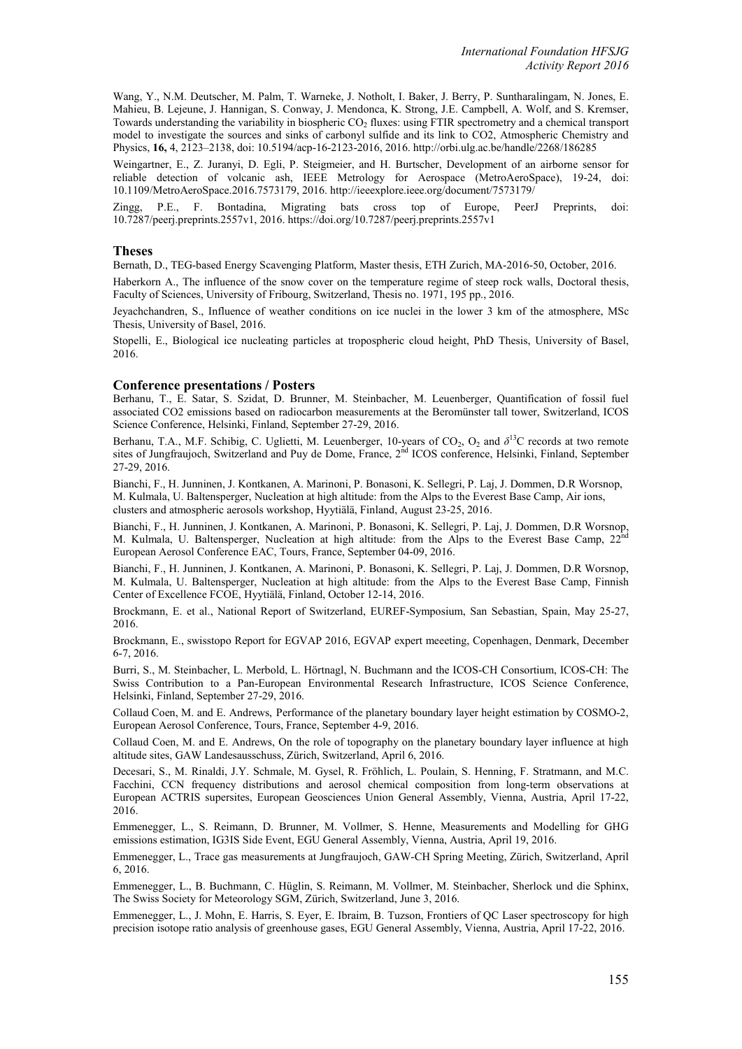Wang, Y., N.M. Deutscher, M. Palm, T. Warneke, J. Notholt, I. Baker, J. Berry, P. Suntharalingam, N. Jones, E. Mahieu, B. Lejeune, J. Hannigan, S. Conway, J. Mendonca, K. Strong, J.E. Campbell, A. Wolf, and S. Kremser, Towards understanding the variability in biospheric $CO_2$ fluxes: using FTIR spectrometry and a chemical transport model to investigate the sources and sinks of carbonyl sulfide and its link to CO2, Atmospheric Chemistry and Physics, **16,** 4, 2123–2138, doi: 10.5194/acp-16-2123-2016, 2016. http://orbi.ulg.ac.be/handle/2268/186285

Weingartner, E., Z. Juranyi, D. Egli, P. Steigmeier, and H. Burtscher, Development of an airborne sensor for reliable detection of volcanic ash, IEEE Metrology for Aerospace (MetroAeroSpace), 19-24, doi: 10.1109/MetroAeroSpace.2016.7573179, 2016. http://ieeexplore.ieee.org/document/7573179/

Zingg, P.E., F. Bontadina, Migrating bats cross top of Europe, PeerJ Preprints, doi: 10.7287/peerj.preprints.2557v1, 2016. https://doi.org/10.7287/peerj.preprints.2557v1

## Theses

Bernath, D., TEG-based Energy Scavenging Platform, Master thesis, ETH Zurich, MA-2016-50, October, 2016.

Haberkorn A., The influence of the snow cover on the temperature regime of steep rock walls, Doctoral thesis, Faculty of Sciences, University of Fribourg, Switzerland, Thesis no. 1971, 195 pp., 2016.

Jeyachchandren, S., Influence of weather conditions on ice nuclei in the lower 3 km of the atmosphere, MSc Thesis, University of Basel, 2016.

Stopelli, E., Biological ice nucleating particles at tropospheric cloud height, PhD Thesis, University of Basel, 2016.

## Conference presentations / Posters

Berhanu, T., E. Satar, S. Szidat, D. Brunner, M. Steinbacher, M. Leuenberger, Quantification of fossil fuel associated CO2 emissions based on radiocarbon measurements at the Beromünster tall tower, Switzerland, ICOS Science Conference, Helsinki, Finland, September 27-29, 2016.

Berhanu, T.A., M.F. Schibig, C. Uglietti, M. Leuenberger, 10-years of $CO_2$, $O_2$ and $\delta^{13}C$ records at two remote sites of Jungfraujoch, Switzerland and Puy de Dome, France, 2nd ICOS conference, Helsinki, Finland, September 27-29, 2016.

Bianchi, F., H. Junninen, J. Kontkanen, A. Marinoni, P. Bonasoni, K. Sellegri, P. Laj, J. Dommen, D.R Worsnop, M. Kulmala, U. Baltensperger, Nucleation at high altitude: from the Alps to the Everest Base Camp, Air ions, clusters and atmospheric aerosols workshop, Hyytiälä, Finland, August 23-25, 2016.

Bianchi, F., H. Junninen, J. Kontkanen, A. Marinoni, P. Bonasoni, K. Sellegri, P. Laj, J. Dommen, D.R Worsnop, M. Kulmala, U. Baltensperger, Nucleation at high altitude: from the Alps to the Everest Base Camp, 22nd European Aerosol Conference EAC, Tours, France, September 04-09, 2016.

Bianchi, F., H. Junninen, J. Kontkanen, A. Marinoni, P. Bonasoni, K. Sellegri, P. Laj, J. Dommen, D.R Worsnop, M. Kulmala, U. Baltensperger, Nucleation at high altitude: from the Alps to the Everest Base Camp, Finnish Center of Excellence FCOE, Hyytiälä, Finland, October 12-14, 2016.

Brockmann, E. et al., National Report of Switzerland, EUREF-Symposium, San Sebastian, Spain, May 25-27, 2016.

Brockmann, E., swisstopo Report for EGVAP 2016, EGVAP expert meeeting, Copenhagen, Denmark, December 6-7, 2016.

Burri, S., M. Steinbacher, L. Merbold, L. Hörtnagl, N. Buchmann and the ICOS-CH Consortium, ICOS-CH: The Swiss Contribution to a Pan-European Environmental Research Infrastructure, ICOS Science Conference, Helsinki, Finland, September 27-29, 2016.

Collaud Coen, M. and E. Andrews, Performance of the planetary boundary layer height estimation by COSMO-2, European Aerosol Conference, Tours, France, September 4-9, 2016.

Collaud Coen, M. and E. Andrews, On the role of topography on the planetary boundary layer influence at high altitude sites, GAW Landesausschuss, Zürich, Switzerland, April 6, 2016.

Decesari, S., M. Rinaldi, J.Y. Schmale, M. Gysel, R. Fröhlich, L. Poulain, S. Henning, F. Stratmann, and M.C. Facchini, CCN frequency distributions and aerosol chemical composition from long-term observations at European ACTRIS supersites, European Geosciences Union General Assembly, Vienna, Austria, April 17-22, 2016.

Emmenegger, L., S. Reimann, D. Brunner, M. Vollmer, S. Henne, Measurements and Modelling for GHG emissions estimation, IG3IS Side Event, EGU General Assembly, Vienna, Austria, April 19, 2016.

Emmenegger, L., Trace gas measurements at Jungfraujoch, GAW-CH Spring Meeting, Zürich, Switzerland, April 6, 2016.

Emmenegger, L., B. Buchmann, C. Hüglin, S. Reimann, M. Vollmer, M. Steinbacher, Sherlock und die Sphinx, The Swiss Society for Meteorology SGM, Zürich, Switzerland, June 3, 2016.

Emmenegger, L., J. Mohn, E. Harris, S. Eyer, E. Ibraim, B. Tuzson, Frontiers of QC Laser spectroscopy for high precision isotope ratio analysis of greenhouse gases, EGU General Assembly, Vienna, Austria, April 17-22, 2016.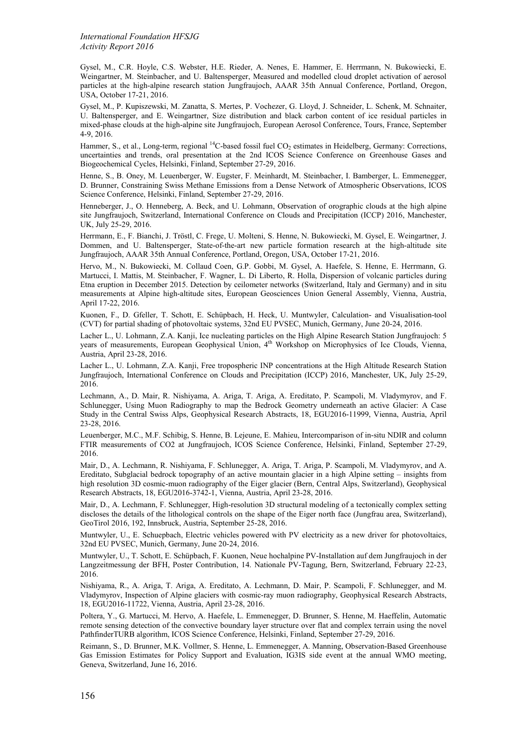Gysel, M., C.R. Hoyle, C.S. Webster, H.E. Rieder, A. Nenes, E. Hammer, E. Herrmann, N. Bukowiecki, E. Weingartner, M. Steinbacher, and U. Baltensperger, Measured and modelled cloud droplet activation of aerosol particles at the high-alpine research station Jungfraujoch, AAAR 35th Annual Conference, Portland, Oregon, USA, October 17-21, 2016.

Gysel, M., P. Kupiszewski, M. Zanatta, S. Mertes, P. Vochezer, G. Lloyd, J. Schneider, L. Schenk, M. Schnaiter, U. Baltensperger, and E. Weingartner, Size distribution and black carbon content of ice residual particles in mixed-phase clouds at the high-alpine site Jungfraujoch, European Aerosol Conference, Tours, France, September 4-9, 2016.

Hammer, S., et al., Long-term, regional $^{14}C$-based fossil fuel $CO_2$ estimates in Heidelberg, Germany: Corrections, uncertainties and trends, oral presentation at the 2nd ICOS Science Conference on Greenhouse Gases and Biogeochemical Cycles, Helsinki, Finland, September 27-29, 2016.

Henne, S., B. Oney, M. Leuenberger, W. Eugster, F. Meinhardt, M. Steinbacher, I. Bamberger, L. Emmenegger, D. Brunner, Constraining Swiss Methane Emissions from a Dense Network of Atmospheric Observations, ICOS Science Conference, Helsinki, Finland, September 27-29, 2016.

Henneberger, J., O. Henneberg, A. Beck, and U. Lohmann, Observation of orographic clouds at the high alpine site Jungfraujoch, Switzerland, International Conference on Clouds and Precipitation (ICCP) 2016, Manchester, UK, July 25-29, 2016.

Herrmann, E., F. Bianchi, J. Tröstl, C. Frege, U. Molteni, S. Henne, N. Bukowiecki, M. Gysel, E. Weingartner, J. Dommen, and U. Baltensperger, State-of-the-art new particle formation research at the high-altitude site Jungfraujoch, AAAR 35th Annual Conference, Portland, Oregon, USA, October 17-21, 2016.

Hervo, M., N. Bukowiecki, M. Collaud Coen, G.P. Gobbi, M. Gysel, A. Haefele, S. Henne, E. Herrmann, G. Martucci, I. Mattis, M. Steinbacher, F. Wagner, L. Di Liberto, R. Holla, Dispersion of volcanic particles during Etna eruption in December 2015. Detection by ceilometer networks (Switzerland, Italy and Germany) and in situ measurements at Alpine high-altitude sites, European Geosciences Union General Assembly, Vienna, Austria, April 17-22, 2016.

Kuonen, F., D. Gfeller, T. Schott, E. Schüpbach, H. Heck, U. Muntwyler, Calculation- and Visualisation-tool (CVT) for partial shading of photovoltaic systems, 32nd EU PVSEC, Munich, Germany, June 20-24, 2016.

Lacher L., U. Lohmann, Z.A. Kanji, Ice nucleating particles on the High Alpine Research Station Jungfraujoch: 5 years of measurements, European Geophysical Union, 4[th] Workshop on Microphysics of Ice Clouds, Vienna, Austria, April 23-28, 2016.

Lacher L., U. Lohmann, Z.A. Kanji, Free tropospheric INP concentrations at the High Altitude Research Station Jungfraujoch, International Conference on Clouds and Precipitation (ICCP) 2016, Manchester, UK, July 25-29, 2016.

Lechmann, A., D. Mair, R. Nishiyama, A. Ariga, T. Ariga, A. Ereditato, P. Scampoli, M. Vladymyrov, and F. Schlunegger, Using Muon Radiography to map the Bedrock Geometry underneath an active Glacier: A Case Study in the Central Swiss Alps, Geophysical Research Abstracts, 18, EGU2016-11999, Vienna, Austria, April 23-28, 2016.

Leuenberger, M.C., M.F. Schibig, S. Henne, B. Lejeune, E. Mahieu, Intercomparison of in-situ NDIR and column FTIR measurements of CO2 at Jungfraujoch, ICOS Science Conference, Helsinki, Finland, September 27-29, 2016.

Mair, D., A. Lechmann, R. Nishiyama, F. Schlunegger, A. Ariga, T. Ariga, P. Scampoli, M. Vladymyrov, and A. Ereditato, Subglacial bedrock topography of an active mountain glacier in a high Alpine setting – insights from high resolution 3D cosmic-muon radiography of the Eiger glacier (Bern, Central Alps, Switzerland), Geophysical Research Abstracts, 18, EGU2016-3742-1, Vienna, Austria, April 23-28, 2016.

Mair, D., A. Lechmann, F. Schlunegger, High-resolution 3D structural modeling of a tectonically complex setting discloses the details of the lithological controls on the shape of the Eiger north face (Jungfrau area, Switzerland), GeoTirol 2016, 192, Innsbruck, Austria, September 25-28, 2016.

Muntwyler, U., E. Schuepbach, Electric vehicles powered with PV electricity as a new driver for photovoltaics, 32nd EU PVSEC, Munich, Germany, June 20-24, 2016.

Muntwyler, U., T. Schott, E. Schüpbach, F. Kuonen, Neue hochalpine PV-Installation auf dem Jungfraujoch in der Langzeitmessung der BFH, Poster Contribution, 14. Nationale PV-Tagung, Bern, Switzerland, February 22-23, 2016.

Nishiyama, R., A. Ariga, T. Ariga, A. Ereditato, A. Lechmann, D. Mair, P. Scampoli, F. Schlunegger, and M. Vladymyrov, Inspection of Alpine glaciers with cosmic-ray muon radiography, Geophysical Research Abstracts, 18, EGU2016-11722, Vienna, Austria, April 23-28, 2016.

Poltera, Y., G. Martucci, M. Hervo, A. Haefele, L. Emmenegger, D. Brunner, S. Henne, M. Haeffelin, Automatic remote sensing detection of the convective boundary layer structure over flat and complex terrain using the novel PathfinderTURB algorithm, ICOS Science Conference, Helsinki, Finland, September 27-29, 2016.

Reimann, S., D. Brunner, M.K. Vollmer, S. Henne, L. Emmenegger, A. Manning, Observation-Based Greenhouse Gas Emission Estimates for Policy Support and Evaluation, IG3IS side event at the annual WMO meeting, Geneva, Switzerland, June 16, 2016.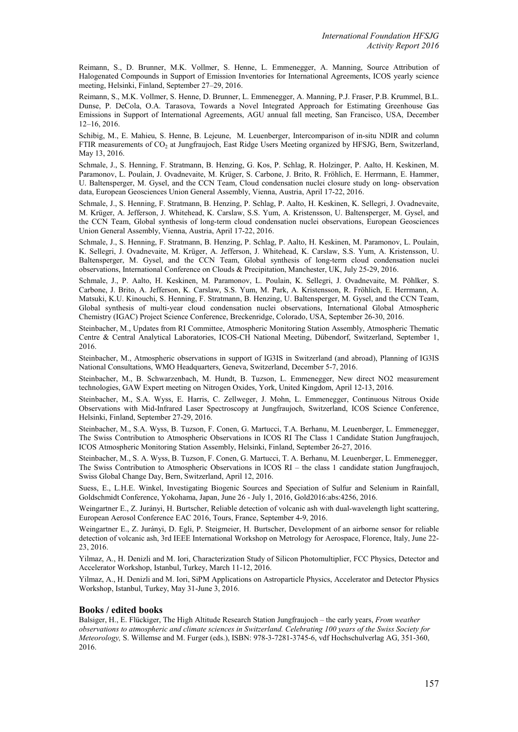Reimann, S., D. Brunner, M.K. Vollmer, S. Henne, L. Emmenegger, A. Manning, Source Attribution of Halogenated Compounds in Support of Emission Inventories for International Agreements, ICOS yearly science meeting, Helsinki, Finland, September 27–29, 2016.

Reimann, S., M.K. Vollmer, S. Henne, D. Brunner, L. Emmenegger, A. Manning, P.J. Fraser, P.B. Krummel, B.L. Dunse, P. DeCola, O.A. Tarasova, Towards a Novel Integrated Approach for Estimating Greenhouse Gas Emissions in Support of International Agreements, AGU annual fall meeting, San Francisco, USA, December 12–16, 2016.

Schibig, M., E. Mahieu, S. Henne, B. Lejeune, M. Leuenberger, Intercomparison of in-situ NDIR and column FTIR measurements of $CO_2$ at Jungfraujoch, East Ridge Users Meeting organized by HFSJG, Bern, Switzerland, May 13, 2016.

Schmale, J., S. Henning, F. Stratmann, B. Henzing, G. Kos, P. Schlag, R. Holzinger, P. Aalto, H. Keskinen, M. Paramonov, L. Poulain, J. Ovadnevaite, M. Krüger, S. Carbone, J. Brito, R. Fröhlich, E. Herrmann, E. Hammer, U. Baltensperger, M. Gysel, and the CCN Team, Cloud condensation nuclei closure study on long- observation data, European Geosciences Union General Assembly, Vienna, Austria, April 17-22, 2016.

Schmale, J., S. Henning, F. Stratmann, B. Henzing, P. Schlag, P. Aalto, H. Keskinen, K. Sellegri, J. Ovadnevaite, M. Krüger, A. Jefferson, J. Whitehead, K. Carslaw, S.S. Yum, A. Kristensson, U. Baltensperger, M. Gysel, and the CCN Team, Global synthesis of long-term cloud condensation nuclei observations, European Geosciences Union General Assembly, Vienna, Austria, April 17-22, 2016.

Schmale, J., S. Henning, F. Stratmann, B. Henzing, P. Schlag, P. Aalto, H. Keskinen, M. Paramonov, L. Poulain, K. Sellegri, J. Ovadnevaite, M. Krüger, A. Jefferson, J. Whitehead, K. Carslaw, S.S. Yum, A. Kristensson, U. Baltensperger, M. Gysel, and the CCN Team, Global synthesis of long-term cloud condensation nuclei observations, International Conference on Clouds & Precipitation, Manchester, UK, July 25-29, 2016.

Schmale, J., P. Aalto, H. Keskinen, M. Paramonov, L. Poulain, K. Sellegri, J. Ovadnevaite, M. Pöhlker, S. Carbone, J. Brito, A. Jefferson, K. Carslaw, S.S. Yum, M. Park, A. Kristensson, R. Fröhlich, E. Herrmann, A. Matsuki, K.U. Kinouchi, S. Henning, F. Stratmann, B. Henzing, U. Baltensperger, M. Gysel, and the CCN Team, Global synthesis of multi-year cloud condensation nuclei observations, International Global Atmospheric Chemistry (IGAC) Project Science Conference, Breckenridge, Colorado, USA, September 26-30, 2016.

Steinbacher, M., Updates from RI Committee, Atmospheric Monitoring Station Assembly, Atmospheric Thematic Centre & Central Analytical Laboratories, ICOS-CH National Meeting, Dübendorf, Switzerland, September 1, 2016.

Steinbacher, M., Atmospheric observations in support of IG3IS in Switzerland (and abroad), Planning of IG3IS National Consultations, WMO Headquarters, Geneva, Switzerland, December 5-7, 2016.

Steinbacher, M., B. Schwarzenbach, M. Hundt, B. Tuzson, L. Emmenegger, New direct NO2 measurement technologies, GAW Expert meeting on Nitrogen Oxides, York, United Kingdom, April 12-13, 2016.

Steinbacher, M., S.A. Wyss, E. Harris, C. Zellweger, J. Mohn, L. Emmenegger, Continuous Nitrous Oxide Observations with Mid-Infrared Laser Spectroscopy at Jungfraujoch, Switzerland, ICOS Science Conference, Helsinki, Finland, September 27-29, 2016.

Steinbacher, M., S.A. Wyss, B. Tuzson, F. Conen, G. Martucci, T.A. Berhanu, M. Leuenberger, L. Emmenegger, The Swiss Contribution to Atmospheric Observations in ICOS RI The Class 1 Candidate Station Jungfraujoch, ICOS Atmospheric Monitoring Station Assembly, Helsinki, Finland, September 26-27, 2016.

Steinbacher, M., S. A. Wyss, B. Tuzson, F. Conen, G. Martucci, T. A. Berhanu, M. Leuenberger, L. Emmenegger, The Swiss Contribution to Atmospheric Observations in ICOS RI – the class 1 candidate station Jungfraujoch, Swiss Global Change Day, Bern, Switzerland, April 12, 2016.

Suess, E., L.H.E. Winkel, Investigating Biogenic Sources and Speciation of Sulfur and Selenium in Rainfall, Goldschmidt Conference, Yokohama, Japan, June 26 - July 1, 2016, Gold2016:abs:4256, 2016.

Weingartner E., Z. Jurányi, H. Burtscher, Reliable detection of volcanic ash with dual-wavelength light scattering, European Aerosol Conference EAC 2016, Tours, France, September 4-9, 2016.

Weingartner E., Z. Jurányi, D. Egli, P. Steigmeier, H. Burtscher, Development of an airborne sensor for reliable detection of volcanic ash, 3rd IEEE International Workshop on Metrology for Aerospace, Florence, Italy, June 22-23, 2016.

Yilmaz, A., H. Denizli and M. Iori, Characterization Study of Silicon Photomultiplier, FCC Physics, Detector and Accelerator Workshop, Istanbul, Turkey, March 11-12, 2016.

Yilmaz, A., H. Denizli and M. Iori, SiPM Applications on Astroparticle Physics, Accelerator and Detector Physics Workshop, Istanbul, Turkey, May 31-June 3, 2016.

## Books / edited books

Balsiger, H., E. Flückiger, The High Altitude Research Station Jungfraujoch – the early years, *From weather observations to atmospheric and climate sciences in Switzerland. Celebrating 100 years of the Swiss Society for Meteorology,* S. Willemse and M. Furger (eds.), ISBN: 978-3-7281-3745-6, vdf Hochschulverlag AG, 351-360, 2016.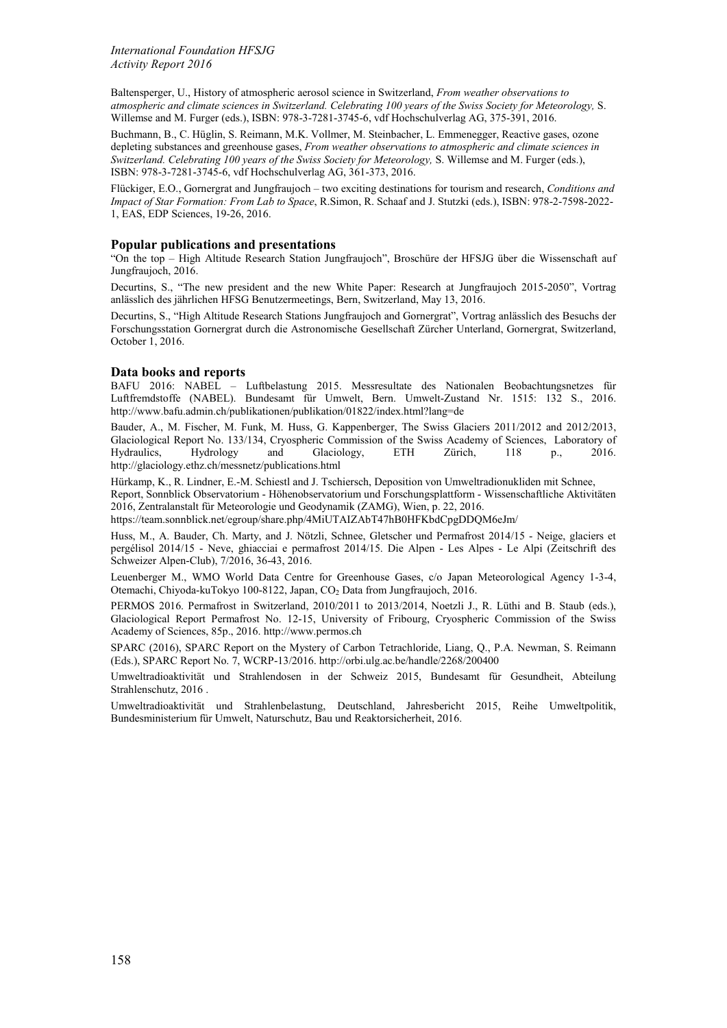Baltensperger, U., History of atmospheric aerosol science in Switzerland, *From weather observations to atmospheric and climate sciences in Switzerland. Celebrating 100 years of the Swiss Society for Meteorology,* S. Willemse and M. Furger (eds.), ISBN: 978-3-7281-3745-6, vdf Hochschulverlag AG, 375-391, 2016.

Buchmann, B., C. Hüglin, S. Reimann, M.K. Vollmer, M. Steinbacher, L. Emmenegger, Reactive gases, ozone depleting substances and greenhouse gases, *From weather observations to atmospheric and climate sciences in Switzerland. Celebrating 100 years of the Swiss Society for Meteorology,* S. Willemse and M. Furger (eds.), ISBN: 978-3-7281-3745-6, vdf Hochschulverlag AG, 361-373, 2016.

Flückiger, E.O., Gornergrat and Jungfraujoch – two exciting destinations for tourism and research, *Conditions and Impact of Star Formation: From Lab to Space*, R.Simon, R. Schaaf and J. Stutzki (eds.), ISBN: 978-2-7598-2022-1, EAS, EDP Sciences, 19-26, 2016.

### Popular publications and presentations

"On the top – High Altitude Research Station Jungfraujoch", Broschüre der HFSJG über die Wissenschaft auf Jungfraujoch, 2016.

Decurtins, S., "The new president and the new White Paper: Research at Jungfraujoch 2015-2050", Vortrag anlässlich des jährlichen HFSG Benutzermeetings, Bern, Switzerland, May 13, 2016.

Decurtins, S., "High Altitude Research Stations Jungfraujoch and Gornergrat", Vortrag anlässlich des Besuchs der Forschungsstation Gornergrat durch die Astronomische Gesellschaft Zürcher Unterland, Gornergrat, Switzerland, October 1, 2016.

### Data books and reports

BAFU 2016: NABEL – Luftbelastung 2015. Messresultate des Nationalen Beobachtungsnetzes für Luftfremdstoffe (NABEL). Bundesamt für Umwelt, Bern. Umwelt-Zustand Nr. 1515: 132 S., 2016. http://www.bafu.admin.ch/publikationen/publikation/01822/index.html?lang=de

Bauder, A., M. Fischer, M. Funk, M. Huss, G. Kappenberger, The Swiss Glaciers 2011/2012 and 2012/2013, Glaciological Report No. 133/134, Cryospheric Commission of the Swiss Academy of Sciences, Laboratory of Hydraulics, Hydrology and Glaciology, ETH Zürich, 118 p., 2016. http://glaciology.ethz.ch/messnetz/publications.html

Hürkamp, K., R. Lindner, E.-M. Schiestl and J. Tschiersch, Deposition von Umweltradionukliden mit Schnee, Report, Sonnblick Observatorium - Höhenobservatorium und Forschungsplattform - Wissenschaftliche Aktivitäten 2016, Zentralanstalt für Meteorologie und Geodynamik (ZAMG), Wien, p. 22, 2016. https://team.sonnblick.net/egroup/share.php/4MiUTAIZAbT47hB0HFKbdCpgDDQM6eJm/

Huss, M., A. Bauder, Ch. Marty, and J. Nötzli, Schnee, Gletscher und Permafrost 2014/15 - Neige, glaciers et pergélisol 2014/15 - Neve, ghiacciai e permafrost 2014/15. Die Alpen - Les Alpes - Le Alpi (Zeitschrift des Schweizer Alpen-Club), 7/2016, 36-43, 2016.

Leuenberger M., WMO World Data Centre for Greenhouse Gases, c/o Japan Meteorological Agency 1-3-4, Otemachi, Chiyoda-kuTokyo 100-8122, Japan, $CO_2$ Data from Jungfraujoch, 2016.

PERMOS 2016. Permafrost in Switzerland, 2010/2011 to 2013/2014, Noetzli J., R. Lüthi and B. Staub (eds.), Glaciological Report Permafrost No. 12-15, University of Fribourg, Cryospheric Commission of the Swiss Academy of Sciences, 85p., 2016. http://www.permos.ch

SPARC (2016), SPARC Report on the Mystery of Carbon Tetrachloride, Liang, Q., P.A. Newman, S. Reimann (Eds.), SPARC Report No. 7, WCRP-13/2016. http://orbi.ulg.ac.be/handle/2268/200400

Umweltradioaktivität und Strahlendosen in der Schweiz 2015, Bundesamt für Gesundheit, Abteilung Strahlenschutz, 2016 .

Umweltradioaktivität und Strahlenbelastung, Deutschland, Jahresbericht 2015, Reihe Umweltpolitik, Bundesministerium für Umwelt, Naturschutz, Bau und Reaktorsicherheit, 2016.